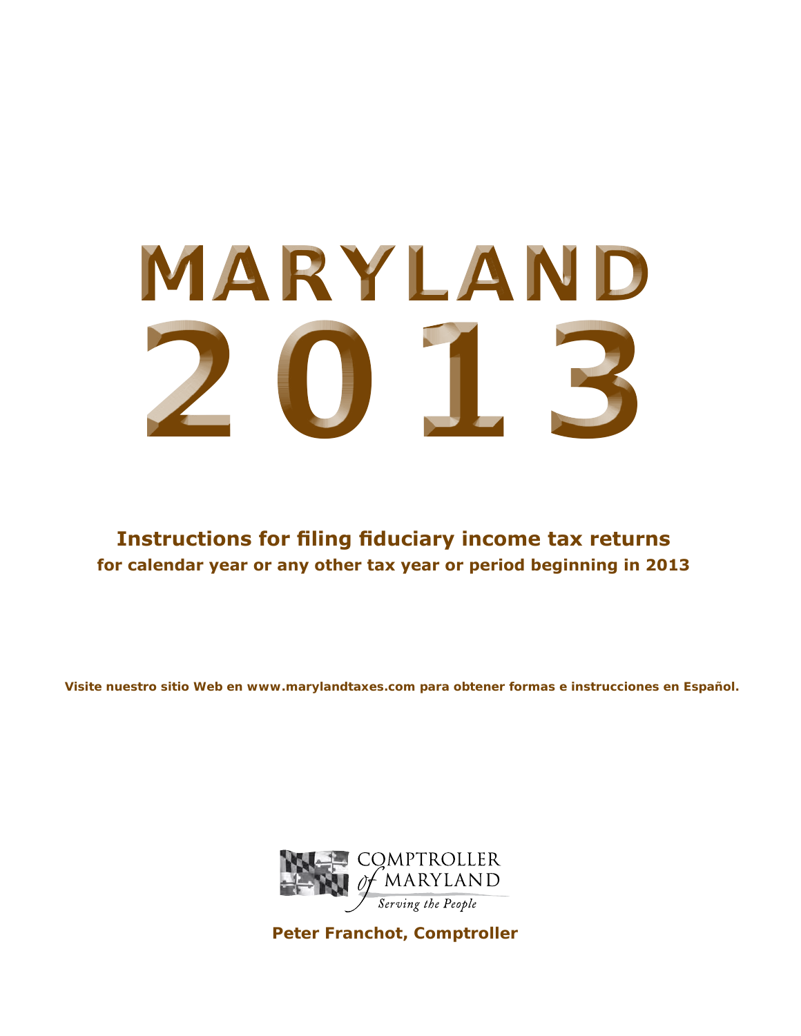# MARYLAND 2013

## Instructions for filing fiduciary income tax returns

**for calendar year or any other tax year or period beginning in 2013**

**Visite nuestro sitio Web en www.marylandtaxes.com para obtener formas e instrucciones en Español.**

COMPTROLLER of MARYLAND

*Serving the People*

**Peter Franchot, Comptroller**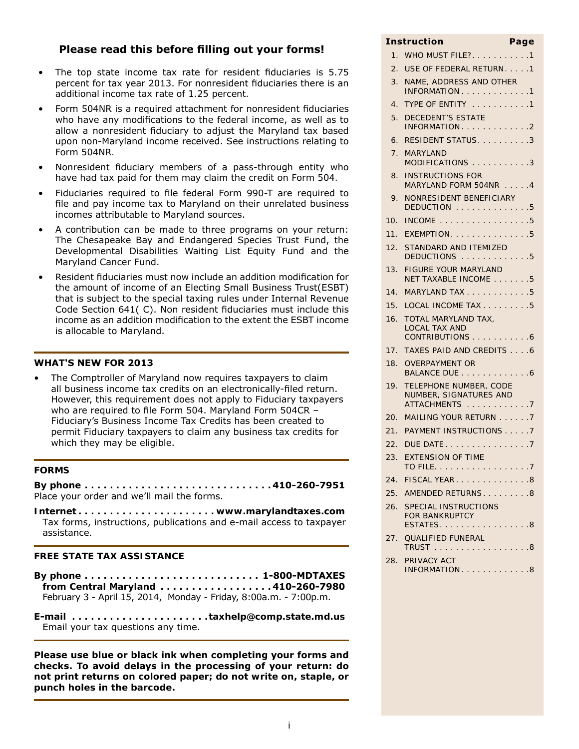## Please read this before filling out your forms!

- The top state income tax rate for resident fiduciaries is 5.75 percent for tax year 2013. For nonresident fiduciaries there is an additional income tax rate of 1.25 percent.
- Form 504NR is a required attachment for nonresident fiduciaries who have any modifications to the federal income, as well as to allow a nonresident fiduciary to adjust the Maryland tax based upon non-Maryland income received. See instructions relating to Form 504NR.
- Nonresident fiduciary members of a pass-through entity who have had tax paid for them may claim the credit on Form 504.
- Fiduciaries required to file federal Form 990-T are required to file and pay income tax to Maryland on their unrelated business incomes attributable to Maryland sources.
- A contribution can be made to three programs on your return: The Chesapeake Bay and Endangered Species Trust Fund, the Developmental Disabilities Waiting List Equity Fund and the Maryland Cancer Fund.
- Resident fiduciaries must now include an addition modification for the amount of income of an Electing Small Business Trust(ESBT) that is subject to the special taxing rules under Internal Revenue Code Section 641( C). Non resident fiduciaries must include this income as an addition modification to the extent the ESBT income is allocable to Maryland.

### WHAT'S NEW FOR 2013

- The Comptroller of Maryland now requires taxpayers to claim all business income tax credits on an electronically-filed return. However, this requirement does not apply to Fiduciary taxpayers who are required to file Form 504. Maryland Form 504CR – Fiduciary's Business Income Tax Credits has been created to permit Fiduciary taxpayers to claim any business tax credits for which they may be eligible.

### FORMS

**By phone . . . . . . . . . . . . . . . . . . . . . . . . . . . . . .410-260-7951**
Place your order and we'll mail the forms.

**Internet . . . . . . . . . . . . . . . . . . . . . . www.marylandtaxes.com**
Tax forms, instructions, publications and e-mail access to taxpayer assistance.

### FREE STATE TAX ASSISTANCE

**By phone . . . . . . . . . . . . . . . . . . . . . . . . . . . . 1-800-MDTAXES**
**from Central Maryland . . . . . . . . . . . . . . . . . .410-260-7980**
February 3 - April 15, 2014, Monday - Friday, 8:00a.m. - 7:00p.m.

**E-mail . . . . . . . . . . . . . . . . . . . . . .taxhelp@comp.state.md.us**
Email your tax questions any time.

**Please use blue or black ink when completing your forms and checks. To avoid delays in the processing of your return: do not print returns on colored paper; do not write on, staple, or punch holes in the barcode.**

| Instruction | | Page |
|---|---|---|
| 1. | WHO MUST FILE? | 1 |
| 2. | USE OF FEDERAL RETURN | 1 |
| 3. | NAME, ADDRESS AND OTHER INFORMATION | 1 |
| 4. | TYPE OF ENTITY | 1 |
| 5. | DECEDENT'S ESTATE INFORMATION | 2 |
| 6. | RESIDENT STATUS | 3 |
| 7. | MARYLAND MODIFICATIONS | 3 |
| 8. | INSTRUCTIONS FOR MARYLAND FORM 504NR | 4 |
| 9. | NONRESIDENT BENEFICIARY DEDUCTION | 5 |
| 10. | INCOME | 5 |
| 11. | EXEMPTION | 5 |
| 12. | STANDARD AND ITEMIZED DEDUCTIONS | 5 |
| 13. | FIGURE YOUR MARYLAND NET TAXABLE INCOME | 5 |
| 14. | MARYLAND TAX | 5 |
| 15. | LOCAL INCOME TAX | 5 |
| 16. | TOTAL MARYLAND TAX, LOCAL TAX AND CONTRIBUTIONS | 6 |
| 17. | TAXES PAID AND CREDITS | 6 |
| 18. | OVERPAYMENT OR BALANCE DUE | 6 |
| 19. | TELEPHONE NUMBER, CODE NUMBER, SIGNATURES AND ATTACHMENTS | 7 |
| 20. | MAILING YOUR RETURN | 7 |
| 21. | PAYMENT INSTRUCTIONS | 7 |
| 22. | DUE DATE | 7 |
| 23. | EXTENSION OF TIME TO FILE | 7 |
| 24. | FISCAL YEAR | 8 |
| 25. | AMENDED RETURNS | 8 |
| 26. | SPECIAL INSTRUCTIONS FOR BANKRUPTCY ESTATES | 8 |
| 27. | QUALIFIED FUNERAL TRUST | 8 |
| 28. | PRIVACY ACT INFORMATION | 8 |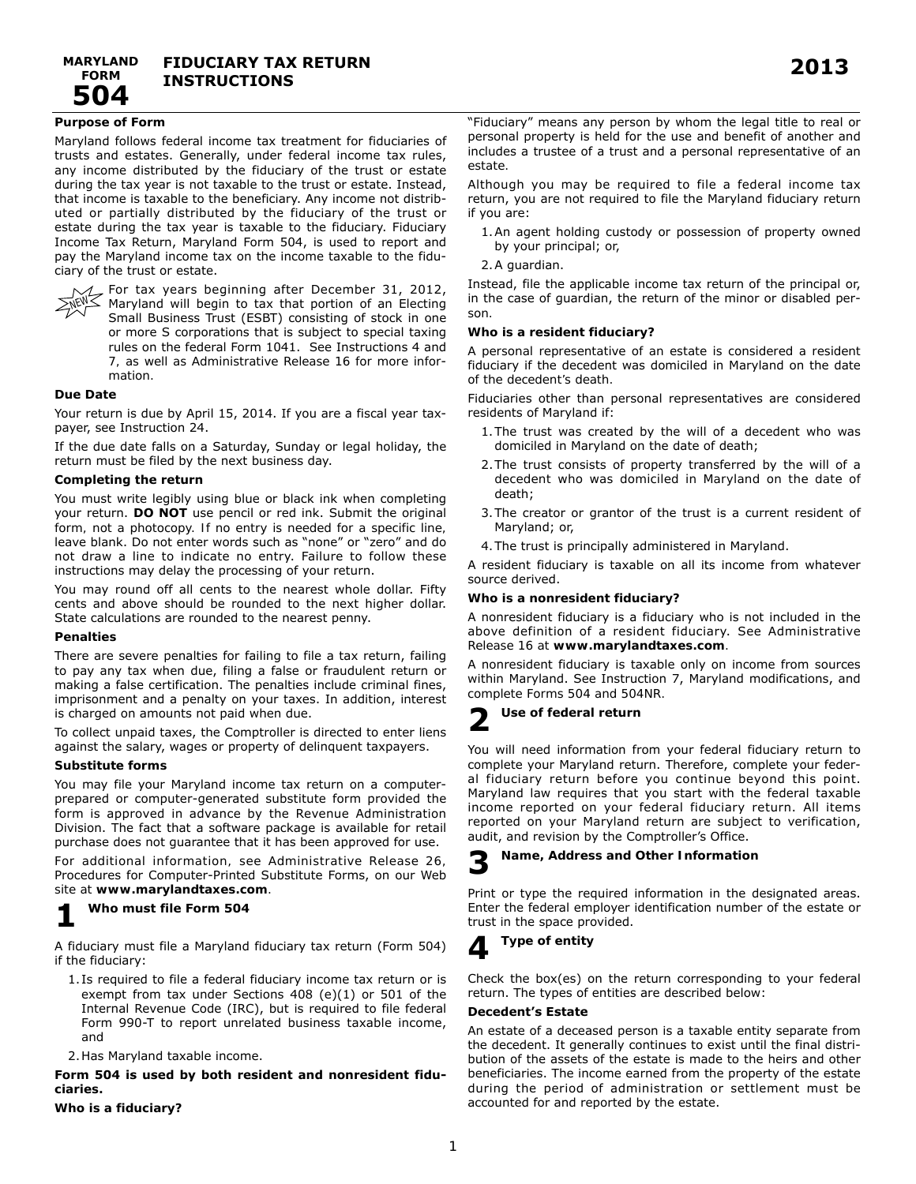# MARYLAND FORM 504 — FIDUCIARY TAX RETURN INSTRUCTIONS — 2013

**Purpose of Form**

Maryland follows federal income tax treatment for fiduciaries of trusts and estates. Generally, under federal income tax rules, any income distributed by the fiduciary of the trust or estate during the tax year is not taxable to the trust or estate. Instead, that income is taxable to the beneficiary. Any income not distributed or partially distributed by the fiduciary of the trust or estate during the tax year is taxable to the fiduciary. Fiduciary Income Tax Return, Maryland Form 504, is used to report and pay the Maryland income tax on the income taxable to the fiduciary of the trust or estate.

NEW: For tax years beginning after December 31, 2012, Maryland will begin to tax that portion of an Electing Small Business Trust (ESBT) consisting of stock in one or more S corporations that is subject to special taxing rules on the federal Form 1041. See Instructions 4 and 7, as well as Administrative Release 16 for more information.

**Due Date**

Your return is due by April 15, 2014. If you are a fiscal year taxpayer, see Instruction 24.

If the due date falls on a Saturday, Sunday or legal holiday, the return must be filed by the next business day.

**Completing the return**

You must write legibly using blue or black ink when completing your return. **DO NOT** use pencil or red ink. Submit the original form, not a photocopy. If no entry is needed for a specific line, leave blank. Do not enter words such as "none" or "zero" and do not draw a line to indicate no entry. Failure to follow these instructions may delay the processing of your return.

You may round off all cents to the nearest whole dollar. Fifty cents and above should be rounded to the next higher dollar. State calculations are rounded to the nearest penny.

**Penalties**

There are severe penalties for failing to file a tax return, failing to pay any tax when due, filing a false or fraudulent return or making a false certification. The penalties include criminal fines, imprisonment and a penalty on your taxes. In addition, interest is charged on amounts not paid when due.

To collect unpaid taxes, the Comptroller is directed to enter liens against the salary, wages or property of delinquent taxpayers.

**Substitute forms**

You may file your Maryland income tax return on a computer-prepared or computer-generated substitute form provided the form is approved in advance by the Revenue Administration Division. The fact that a software package is available for retail purchase does not guarantee that it has been approved for use.

For additional information, see Administrative Release 26, Procedures for Computer-Printed Substitute Forms, on our Web site at **www.marylandtaxes.com**.

## 1 Who must file Form 504

A fiduciary must file a Maryland fiduciary tax return (Form 504) if the fiduciary:

1. Is required to file a federal fiduciary income tax return or is exempt from tax under Sections 408 (e)(1) or 501 of the Internal Revenue Code (IRC), but is required to file federal Form 990-T to report unrelated business taxable income, and
2. Has Maryland taxable income.

**Form 504 is used by both resident and nonresident fiduciaries.**

**Who is a fiduciary?**

"Fiduciary" means any person by whom the legal title to real or personal property is held for the use and benefit of another and includes a trustee of a trust and a personal representative of an estate.

Although you may be required to file a federal income tax return, you are not required to file the Maryland fiduciary return if you are:

1. An agent holding custody or possession of property owned by your principal; or,
2. A guardian.

Instead, file the applicable income tax return of the principal or, in the case of guardian, the return of the minor or disabled person.

**Who is a resident fiduciary?**

A personal representative of an estate is considered a resident fiduciary if the decedent was domiciled in Maryland on the date of the decedent's death.

Fiduciaries other than personal representatives are considered residents of Maryland if:

1. The trust was created by the will of a decedent who was domiciled in Maryland on the date of death;
2. The trust consists of property transferred by the will of a decedent who was domiciled in Maryland on the date of death;
3. The creator or grantor of the trust is a current resident of Maryland; or,
4. The trust is principally administered in Maryland.

A resident fiduciary is taxable on all its income from whatever source derived.

**Who is a nonresident fiduciary?**

A nonresident fiduciary is a fiduciary who is not included in the above definition of a resident fiduciary. See Administrative Release 16 at **www.marylandtaxes.com**.

A nonresident fiduciary is taxable only on income from sources within Maryland. See Instruction 7, Maryland modifications, and complete Forms 504 and 504NR.

## 2 Use of federal return

You will need information from your federal fiduciary return to complete your Maryland return. Therefore, complete your federal fiduciary return before you continue beyond this point. Maryland law requires that you start with the federal taxable income reported on your federal fiduciary return. All items reported on your Maryland return are subject to verification, audit, and revision by the Comptroller's Office.

## 3 Name, Address and Other Information

Print or type the required information in the designated areas. Enter the federal employer identification number of the estate or trust in the space provided.

## 4 Type of entity

Check the box(es) on the return corresponding to your federal return. The types of entities are described below:

**Decedent's Estate**

An estate of a deceased person is a taxable entity separate from the decedent. It generally continues to exist until the final distribution of the assets of the estate is made to the heirs and other beneficiaries. The income earned from the property of the estate during the period of administration or settlement must be accounted for and reported by the estate.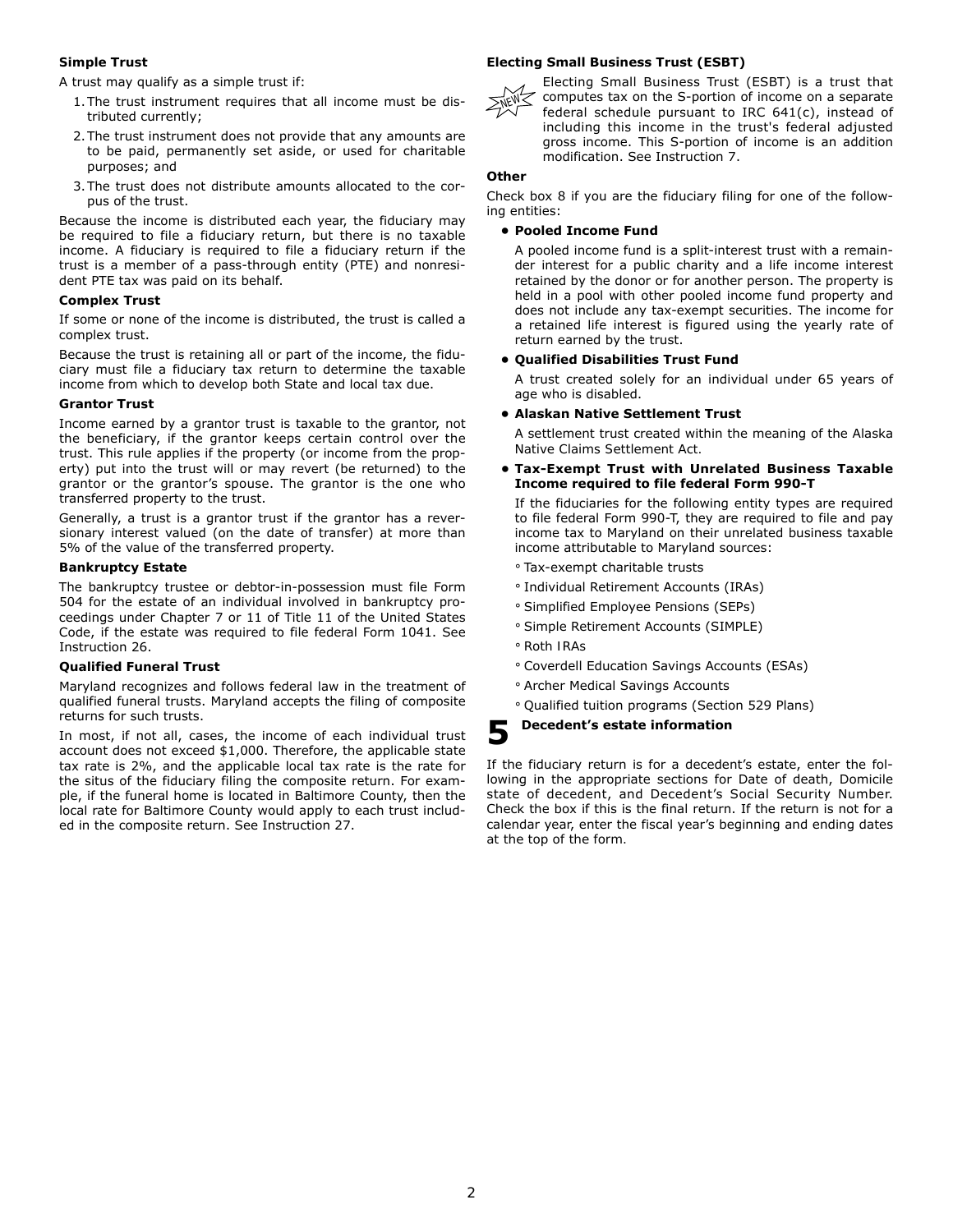**Simple Trust**

A trust may qualify as a simple trust if:

1. The trust instrument requires that all income must be distributed currently;
2. The trust instrument does not provide that any amounts are to be paid, permanently set aside, or used for charitable purposes; and
3. The trust does not distribute amounts allocated to the corpus of the trust.

Because the income is distributed each year, the fiduciary may be required to file a fiduciary return, but there is no taxable income. A fiduciary is required to file a fiduciary return if the trust is a member of a pass-through entity (PTE) and nonresident PTE tax was paid on its behalf.

**Complex Trust**

If some or none of the income is distributed, the trust is called a complex trust.

Because the trust is retaining all or part of the income, the fiduciary must file a fiduciary tax return to determine the taxable income from which to develop both State and local tax due.

**Grantor Trust**

Income earned by a grantor trust is taxable to the grantor, not the beneficiary, if the grantor keeps certain control over the trust. This rule applies if the property (or income from the property) put into the trust will or may revert (be returned) to the grantor or the grantor's spouse. The grantor is the one who transferred property to the trust.

Generally, a trust is a grantor trust if the grantor has a reversionary interest valued (on the date of transfer) at more than 5% of the value of the transferred property.

**Bankruptcy Estate**

The bankruptcy trustee or debtor-in-possession must file Form 504 for the estate of an individual involved in bankruptcy proceedings under Chapter 7 or 11 of Title 11 of the United States Code, if the estate was required to file federal Form 1041. See Instruction 26.

**Qualified Funeral Trust**

Maryland recognizes and follows federal law in the treatment of qualified funeral trusts. Maryland accepts the filing of composite returns for such trusts.

In most, if not all, cases, the income of each individual trust account does not exceed $1,000. Therefore, the applicable state tax rate is 2%, and the applicable local tax rate is the rate for the situs of the fiduciary filing the composite return. For example, if the funeral home is located in Baltimore County, then the local rate for Baltimore County would apply to each trust included in the composite return. See Instruction 27.

**Electing Small Business Trust (ESBT)**

NEW Electing Small Business Trust (ESBT) is a trust that computes tax on the S-portion of income on a separate federal schedule pursuant to IRC 641(c), instead of including this income in the trust's federal adjusted gross income. This S-portion of income is an addition modification. See Instruction 7.

**Other**

Check box 8 if you are the fiduciary filing for one of the following entities:

- **Pooled Income Fund**

  A pooled income fund is a split-interest trust with a remainder interest for a public charity and a life income interest retained by the donor or for another person. The property is held in a pool with other pooled income fund property and does not include any tax-exempt securities. The income for a retained life interest is figured using the yearly rate of return earned by the trust.

- **Qualified Disabilities Trust Fund**

  A trust created solely for an individual under 65 years of age who is disabled.

- **Alaskan Native Settlement Trust**

  A settlement trust created within the meaning of the Alaska Native Claims Settlement Act.

- **Tax-Exempt Trust with Unrelated Business Taxable Income required to file federal Form 990-T**

  If the fiduciaries for the following entity types are required to file federal Form 990-T, they are required to file and pay income tax to Maryland on their unrelated business taxable income attributable to Maryland sources:

  - Tax-exempt charitable trusts
  - Individual Retirement Accounts (IRAs)
  - Simplified Employee Pensions (SEPs)
  - Simple Retirement Accounts (SIMPLE)
  - Roth IRAs
  - Coverdell Education Savings Accounts (ESAs)
  - Archer Medical Savings Accounts
  - Qualified tuition programs (Section 529 Plans)

## 5 Decedent's estate information

If the fiduciary return is for a decedent's estate, enter the following in the appropriate sections for Date of death, Domicile state of decedent, and Decedent's Social Security Number. Check the box if this is the final return. If the return is not for a calendar year, enter the fiscal year's beginning and ending dates at the top of the form.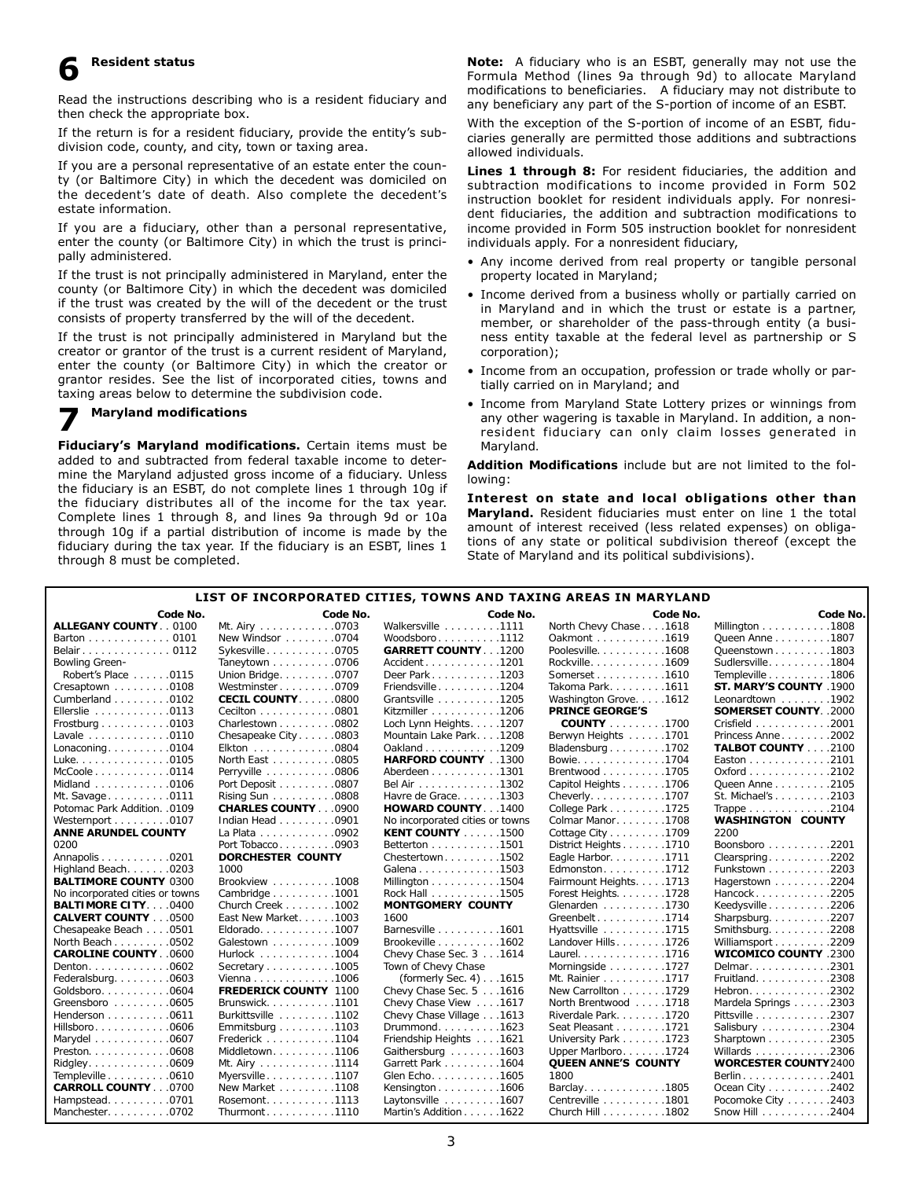## 6 Resident status

Read the instructions describing who is a resident fiduciary and then check the appropriate box.

If the return is for a resident fiduciary, provide the entity's subdivision code, county, and city, town or taxing area.

If you are a personal representative of an estate enter the county (or Baltimore City) in which the decedent was domiciled on the decedent's date of death. Also complete the decedent's estate information.

If you are a fiduciary, other than a personal representative, enter the county (or Baltimore City) in which the trust is principally administered.

If the trust is not principally administered in Maryland, enter the county (or Baltimore City) in which the decedent was domiciled if the trust was created by the will of the decedent or the trust consists of property transferred by the will of the decedent.

If the trust is not principally administered in Maryland but the creator or grantor of the trust is a current resident of Maryland, enter the county (or Baltimore City) in which the creator or grantor resides. See the list of incorporated cities, towns and taxing areas below to determine the subdivision code.

## 7 Maryland modifications

**Fiduciary's Maryland modifications.** Certain items must be added to and subtracted from federal taxable income to determine the Maryland adjusted gross income of a fiduciary. Unless the fiduciary is an ESBT, do not complete lines 1 through 10g if the fiduciary distributes all of the income for the tax year. Complete lines 1 through 8, and lines 9a through 9d or 10a through 10g if a partial distribution of income is made by the fiduciary during the tax year. If the fiduciary is an ESBT, lines 1 through 8 must be completed.

**Note:** A fiduciary who is an ESBT, generally may not use the Formula Method (lines 9a through 9d) to allocate Maryland modifications to beneficiaries. A fiduciary may not distribute to any beneficiary any part of the S-portion of income of an ESBT.

With the exception of the S-portion of income of an ESBT, fiduciaries generally are permitted those additions and subtractions allowed individuals.

**Lines 1 through 8:** For resident fiduciaries, the addition and subtraction modifications to income provided in Form 502 instruction booklet for resident individuals apply. For nonresident fiduciaries, the addition and subtraction modifications to income provided in Form 505 instruction booklet for nonresident individuals apply. For a nonresident fiduciary,

- Any income derived from real property or tangible personal property located in Maryland;
- Income derived from a business wholly or partially carried on in Maryland and in which the trust or estate is a partner, member, or shareholder of the pass-through entity (a business entity taxable at the federal level as partnership or S corporation);
- Income from an occupation, profession or trade wholly or partially carried on in Maryland; and
- Income from Maryland State Lottery prizes or winnings from any other wagering is taxable in Maryland. In addition, a nonresident fiduciary can only claim losses generated in Maryland.

**Addition Modifications** include but are not limited to the following:

**Interest on state and local obligations other than Maryland.** Resident fiduciaries must enter on line 1 the total amount of interest received (less related expenses) on obligations of any state or political subdivision thereof (except the State of Maryland and its political subdivisions).

### LIST OF INCORPORATED CITIES, TOWNS AND TAXING AREAS IN MARYLAND

| | Code No. |
|---|---|
| **ALLEGANY COUNTY** | 0100 |
| Barton | 0101 |
| Belair | 0112 |
| Bowling Green-Robert's Place | 0115 |
| Cresaptown | 0108 |
| Cumberland | 0102 |
| Ellerslie | 0113 |
| Frostburg | 0103 |
| Lavale | 0110 |
| Lonaconing | 0104 |
| Luke | 0105 |
| McCoole | 0114 |
| Midland | 0106 |
| Mt. Savage | 0111 |
| Potomac Park Addition | 0109 |
| Westernport | 0107 |
| **ANNE ARUNDEL COUNTY** | 0200 |
| Annapolis | 0201 |
| Highland Beach | 0203 |
| **BALTIMORE COUNTY** | 0300 |
| No incorporated cities or towns | |
| **BALTIMORE CITY** | 0400 |
| **CALVERT COUNTY** | 0500 |
| Chesapeake Beach | 0501 |
| North Beach | 0502 |
| **CAROLINE COUNTY** | 0600 |
| Denton | 0602 |
| Federalsburg | 0603 |
| Goldsboro | 0604 |
| Greensboro | 0605 |
| Henderson | 0611 |
| Hillsboro | 0606 |
| Marydel | 0607 |
| Preston | 0608 |
| Ridgley | 0609 |
| Templeville | 0610 |
| **CARROLL COUNTY** | 0700 |
| Hampstead | 0701 |
| Manchester | 0702 |
| Mt. Airy | 0703 |
| New Windsor | 0704 |
| Sykesville | 0705 |
| Taneytown | 0706 |
| Union Bridge | 0707 |
| Westminster | 0709 |
| **CECIL COUNTY** | 0800 |
| Cecilton | 0801 |
| Charlestown | 0802 |
| Chesapeake City | 0803 |
| Elkton | 0804 |
| North East | 0805 |
| Perryville | 0806 |
| Port Deposit | 0807 |
| Rising Sun | 0808 |
| **CHARLES COUNTY** | 0900 |
| Indian Head | 0901 |
| La Plata | 0902 |
| Port Tobacco | 0903 |
| **DORCHESTER COUNTY** | 1000 |
| Brookview | 1008 |
| Cambridge | 1001 |
| Church Creek | 1002 |
| East New Market | 1003 |
| Eldorado | 1007 |
| Galestown | 1009 |
| Hurlock | 1004 |
| Secretary | 1005 |
| Vienna | 1006 |
| **FREDERICK COUNTY** | 1100 |
| Brunswick | 1101 |
| Burkittsville | 1102 |
| Emmitsburg | 1103 |
| Frederick | 1104 |
| Middletown | 1106 |
| Mt. Airy | 1114 |
| Myersville | 1107 |
| New Market | 1108 |
| Rosemont | 1113 |
| Thurmont | 1110 |
| Walkersville | 1111 |
| Woodsboro | 1112 |
| **GARRETT COUNTY** | 1200 |
| Accident | 1201 |
| Deer Park | 1203 |
| Friendsville | 1204 |
| Grantsville | 1205 |
| Kitzmiller | 1206 |
| Loch Lynn Heights | 1207 |
| Mountain Lake Park | 1208 |
| Oakland | 1209 |
| **HARFORD COUNTY** | 1300 |
| Aberdeen | 1301 |
| Bel Air | 1302 |
| Havre de Grace | 1303 |
| **HOWARD COUNTY** | 1400 |
| No incorporated cities or towns | |
| **KENT COUNTY** | 1500 |
| Betterton | 1501 |
| Chestertown | 1502 |
| Galena | 1503 |
| Millington | 1504 |
| Rock Hall | 1505 |
| **MONTGOMERY COUNTY** | 1600 |
| Barnesville | 1601 |
| Brookeville | 1602 |
| Chevy Chase Sec. 3 | 1614 |
| Town of Chevy Chase (formerly Sec. 4) | 1615 |
| Chevy Chase Sec. 5 | 1616 |
| Chevy Chase View | 1617 |
| Chevy Chase Village | 1613 |
| Drummond | 1623 |
| Friendship Heights | 1621 |
| Gaithersburg | 1603 |
| Garrett Park | 1604 |
| Glen Echo | 1605 |
| Kensington | 1606 |
| Laytonsville | 1607 |
| Martin's Addition | 1622 |
| North Chevy Chase | 1618 |
| Oakmont | 1619 |
| Poolesville | 1608 |
| Rockville | 1609 |
| Somerset | 1610 |
| Takoma Park | 1611 |
| Washington Grove | 1612 |
| **PRINCE GEORGE'S COUNTY** | 1700 |
| Berwyn Heights | 1701 |
| Bladensburg | 1702 |
| Bowie | 1704 |
| Brentwood | 1705 |
| Capitol Heights | 1706 |
| Cheverly | 1707 |
| College Park | 1725 |
| Colmar Manor | 1708 |
| Cottage City | 1709 |
| District Heights | 1710 |
| Eagle Harbor | 1711 |
| Edmonston | 1712 |
| Fairmount Heights | 1713 |
| Forest Heights | 1728 |
| Glenarden | 1730 |
| Greenbelt | 1714 |
| Hyattsville | 1715 |
| Landover Hills | 1726 |
| Laurel | 1716 |
| Morningside | 1727 |
| Mt. Rainier | 1717 |
| New Carrollton | 1729 |
| North Brentwood | 1718 |
| Riverdale Park | 1720 |
| Seat Pleasant | 1721 |
| University Park | 1723 |
| Upper Marlboro | 1724 |
| **QUEEN ANNE'S COUNTY** | 1800 |
| Barclay | 1805 |
| Centreville | 1801 |
| Church Hill | 1802 |
| Millington | 1808 |
| Queen Anne | 1807 |
| Queenstown | 1803 |
| Sudlersville | 1804 |
| Templeville | 1806 |
| **ST. MARY'S COUNTY** | 1900 |
| Leonardtown | 1902 |
| **SOMERSET COUNTY** | 2000 |
| Crisfield | 2001 |
| Princess Anne | 2002 |
| **TALBOT COUNTY** | 2100 |
| Easton | 2101 |
| Oxford | 2102 |
| Queen Anne | 2105 |
| St. Michael's | 2103 |
| Trappe | 2104 |
| **WASHINGTON COUNTY** | 2200 |
| Boonsboro | 2201 |
| Clearspring | 2202 |
| Funkstown | 2203 |
| Hagerstown | 2204 |
| Hancock | 2205 |
| Keedysville | 2206 |
| Sharpsburg | 2207 |
| Smithsburg | 2208 |
| Williamsport | 2209 |
| **WICOMICO COUNTY** | 2300 |
| Delmar | 2301 |
| Fruitland | 2308 |
| Hebron | 2302 |
| Mardela Springs | 2303 |
| Pittsville | 2307 |
| Salisbury | 2304 |
| Sharptown | 2305 |
| Willards | 2306 |
| **WORCESTER COUNTY** | 2400 |
| Berlin | 2401 |
| Ocean City | 2402 |
| Pocomoke City | 2403 |
| Snow Hill | 2404 |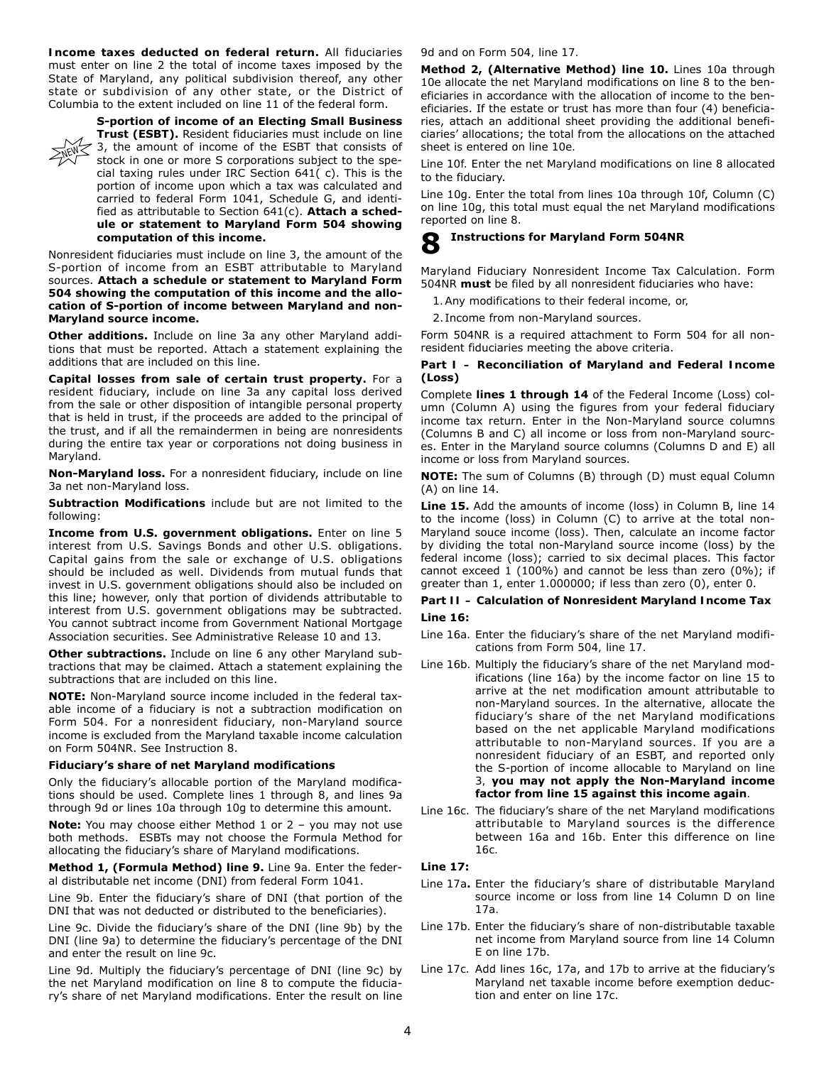**Income taxes deducted on federal return.** All fiduciaries must enter on line 2 the total of income taxes imposed by the State of Maryland, any political subdivision thereof, any other state or subdivision of any other state, or the District of Columbia to the extent included on line 11 of the federal form.

NEW **S-portion of income of an Electing Small Business Trust (ESBT).** Resident fiduciaries must include on line 3, the amount of income of the ESBT that consists of stock in one or more S corporations subject to the special taxing rules under IRC Section 641( c). This is the portion of income upon which a tax was calculated and carried to federal Form 1041, Schedule G, and identified as attributable to Section 641(c). **Attach a schedule or statement to Maryland Form 504 showing computation of this income.**

Nonresident fiduciaries must include on line 3, the amount of the S-portion of income from an ESBT attributable to Maryland sources. **Attach a schedule or statement to Maryland Form 504 showing the computation of this income and the allocation of S-portion of income between Maryland and non-Maryland source income.**

**Other additions.** Include on line 3a any other Maryland additions that must be reported. Attach a statement explaining the additions that are included on this line.

**Capital losses from sale of certain trust property.** For a resident fiduciary, include on line 3a any capital loss derived from the sale or other disposition of intangible personal property that is held in trust, if the proceeds are added to the principal of the trust, and if all the remaindermen in being are nonresidents during the entire tax year or corporations not doing business in Maryland.

**Non-Maryland loss.** For a nonresident fiduciary, include on line 3a net non-Maryland loss.

**Subtraction Modifications** include but are not limited to the following:

**Income from U.S. government obligations.** Enter on line 5 interest from U.S. Savings Bonds and other U.S. obligations. Capital gains from the sale or exchange of U.S. obligations should be included as well. Dividends from mutual funds that invest in U.S. government obligations should also be included on this line; however, only that portion of dividends attributable to interest from U.S. government obligations may be subtracted. You cannot subtract income from Government National Mortgage Association securities. See Administrative Release 10 and 13.

**Other subtractions.** Include on line 6 any other Maryland subtractions that may be claimed. Attach a statement explaining the subtractions that are included on this line.

**NOTE:** Non-Maryland source income included in the federal taxable income of a fiduciary is not a subtraction modification on Form 504. For a nonresident fiduciary, non-Maryland source income is excluded from the Maryland taxable income calculation on Form 504NR. See Instruction 8.

**Fiduciary's share of net Maryland modifications**

Only the fiduciary's allocable portion of the Maryland modifications should be used. Complete lines 1 through 8, and lines 9a through 9d or lines 10a through 10g to determine this amount.

**Note:** You may choose either Method 1 or 2 – you may not use both methods. ESBTs may not choose the Formula Method for allocating the fiduciary's share of Maryland modifications.

**Method 1, (Formula Method) line 9.** Line 9a. Enter the federal distributable net income (DNI) from federal Form 1041.

Line 9b. Enter the fiduciary's share of DNI (that portion of the DNI that was not deducted or distributed to the beneficiaries).

Line 9c. Divide the fiduciary's share of the DNI (line 9b) by the DNI (line 9a) to determine the fiduciary's percentage of the DNI and enter the result on line 9c.

Line 9d. Multiply the fiduciary's percentage of DNI (line 9c) by the net Maryland modification on line 8 to compute the fiduciary's share of net Maryland modifications. Enter the result on line 9d and on Form 504, line 17.

**Method 2, (Alternative Method) line 10.** Lines 10a through 10e allocate the net Maryland modifications on line 8 to the beneficiaries in accordance with the allocation of income to the beneficiaries. If the estate or trust has more than four (4) beneficiaries, attach an additional sheet providing the additional beneficiaries' allocations; the total from the allocations on the attached sheet is entered on line 10e.

Line 10f. Enter the net Maryland modifications on line 8 allocated to the fiduciary.

Line 10g. Enter the total from lines 10a through 10f, Column (C) on line 10g, this total must equal the net Maryland modifications reported on line 8.

## 8 Instructions for Maryland Form 504NR

Maryland Fiduciary Nonresident Income Tax Calculation. Form 504NR **must** be filed by all nonresident fiduciaries who have:

1. Any modifications to their federal income, or,
2. Income from non-Maryland sources.

Form 504NR is a required attachment to Form 504 for all nonresident fiduciaries meeting the above criteria.

**Part I – Reconciliation of Maryland and Federal Income (Loss)**

Complete **lines 1 through 14** of the Federal Income (Loss) column (Column A) using the figures from your federal fiduciary income tax return. Enter in the Non-Maryland source columns (Columns B and C) all income or loss from non-Maryland sources. Enter in the Maryland source columns (Columns D and E) all income or loss from Maryland sources.

**NOTE:** The sum of Columns (B) through (D) must equal Column (A) on line 14.

**Line 15.** Add the amounts of income (loss) in Column B, line 14 to the income (loss) in Column (C) to arrive at the total non-Maryland souce income (loss). Then, calculate an income factor by dividing the total non-Maryland source income (loss) by the federal income (loss); carried to six decimal places. This factor cannot exceed 1 (100%) and cannot be less than zero (0%); if greater than 1, enter 1.000000; if less than zero (0), enter 0.

**Part II – Calculation of Nonresident Maryland Income Tax**

**Line 16:**

Line 16a. Enter the fiduciary's share of the net Maryland modifications from Form 504, line 17.

Line 16b. Multiply the fiduciary's share of the net Maryland modifications (line 16a) by the income factor on line 15 to arrive at the net modification amount attributable to non-Maryland sources. In the alternative, allocate the fiduciary's share of the net Maryland modifications based on the net applicable Maryland modifications attributable to non-Maryland sources. If you are a nonresident fiduciary of an ESBT, and reported only the S-portion of income allocable to Maryland on line 3, **you may not apply the Non-Maryland income factor from line 15 against this income again**.

Line 16c. The fiduciary's share of the net Maryland modifications attributable to Maryland sources is the difference between 16a and 16b. Enter this difference on line 16c.

**Line 17:**

Line 17a**.** Enter the fiduciary's share of distributable Maryland source income or loss from line 14 Column D on line 17a.

Line 17b. Enter the fiduciary's share of non-distributable taxable net income from Maryland source from line 14 Column E on line 17b.

Line 17c. Add lines 16c, 17a, and 17b to arrive at the fiduciary's Maryland net taxable income before exemption deduction and enter on line 17c.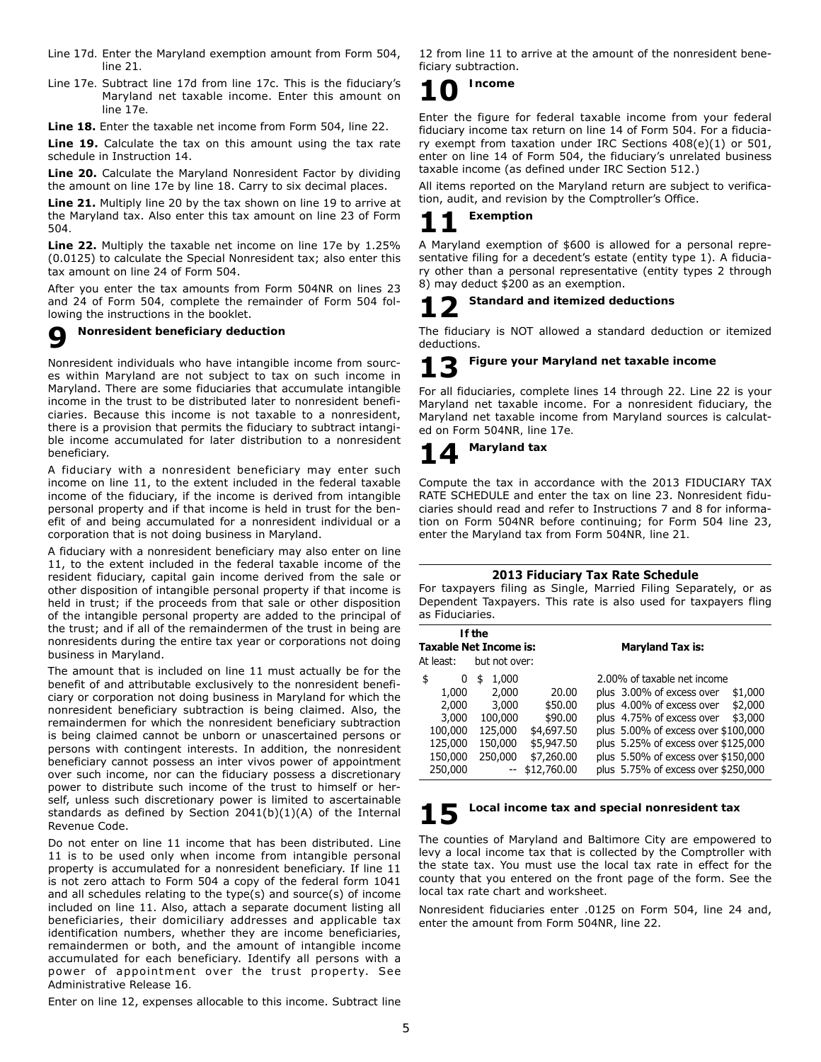Line 17d. Enter the Maryland exemption amount from Form 504, line 21.

Line 17e. Subtract line 17d from line 17c. This is the fiduciary's Maryland net taxable income. Enter this amount on line 17e.

**Line 18.** Enter the taxable net income from Form 504, line 22.

**Line 19.** Calculate the tax on this amount using the tax rate schedule in Instruction 14.

**Line 20.** Calculate the Maryland Nonresident Factor by dividing the amount on line 17e by line 18. Carry to six decimal places.

**Line 21.** Multiply line 20 by the tax shown on line 19 to arrive at the Maryland tax. Also enter this tax amount on line 23 of Form 504.

**Line 22.** Multiply the taxable net income on line 17e by 1.25% (0.0125) to calculate the Special Nonresident tax; also enter this tax amount on line 24 of Form 504.

After you enter the tax amounts from Form 504NR on lines 23 and 24 of Form 504, complete the remainder of Form 504 following the instructions in the booklet.

## 9 Nonresident beneficiary deduction

Nonresident individuals who have intangible income from sources within Maryland are not subject to tax on such income in Maryland. There are some fiduciaries that accumulate intangible income in the trust to be distributed later to nonresident beneficiaries. Because this income is not taxable to a nonresident, there is a provision that permits the fiduciary to subtract intangible income accumulated for later distribution to a nonresident beneficiary.

A fiduciary with a nonresident beneficiary may enter such income on line 11, to the extent included in the federal taxable income of the fiduciary, if the income is derived from intangible personal property and if that income is held in trust for the benefit of and being accumulated for a nonresident individual or a corporation that is not doing business in Maryland.

A fiduciary with a nonresident beneficiary may also enter on line 11, to the extent included in the federal taxable income of the resident fiduciary, capital gain income derived from the sale or other disposition of intangible personal property if that income is held in trust; if the proceeds from that sale or other disposition of the intangible personal property are added to the principal of the trust; and if all of the remaindermen of the trust in being are nonresidents during the entire tax year or corporations not doing business in Maryland.

The amount that is included on line 11 must actually be for the benefit of and attributable exclusively to the nonresident beneficiary or corporation not doing business in Maryland for which the nonresident beneficiary subtraction is being claimed. Also, the remaindermen for which the nonresident beneficiary subtraction is being claimed cannot be unborn or unascertained persons or persons with contingent interests. In addition, the nonresident beneficiary cannot possess an inter vivos power of appointment over such income, nor can the fiduciary possess a discretionary power to distribute such income of the trust to himself or herself, unless such discretionary power is limited to ascertainable standards as defined by Section 2041(b)(1)(A) of the Internal Revenue Code.

Do not enter on line 11 income that has been distributed. Line 11 is to be used only when income from intangible personal property is accumulated for a nonresident beneficiary. If line 11 is not zero attach to Form 504 a copy of the federal form 1041 and all schedules relating to the type(s) and source(s) of income included on line 11. Also, attach a separate document listing all beneficiaries, their domiciliary addresses and applicable tax identification numbers, whether they are income beneficiaries, remaindermen or both, and the amount of intangible income accumulated for each beneficiary. Identify all persons with a power of appointment over the trust property. See Administrative Release 16.

Enter on line 12, expenses allocable to this income. Subtract line 12 from line 11 to arrive at the amount of the nonresident beneficiary subtraction.

## 10 Income

Enter the figure for federal taxable income from your federal fiduciary income tax return on line 14 of Form 504. For a fiduciary exempt from taxation under IRC Sections 408(e)(1) or 501, enter on line 14 of Form 504, the fiduciary's unrelated business taxable income (as defined under IRC Section 512.)

All items reported on the Maryland return are subject to verification, audit, and revision by the Comptroller's Office.

## 11 Exemption

A Maryland exemption of $600 is allowed for a personal representative filing for a decedent's estate (entity type 1). A fiduciary other than a personal representative (entity types 2 through 8) may deduct $200 as an exemption.

## 12 Standard and itemized deductions

The fiduciary is NOT allowed a standard deduction or itemized deductions.

## 13 Figure your Maryland net taxable income

For all fiduciaries, complete lines 14 through 22. Line 22 is your Maryland net taxable income. For a nonresident fiduciary, the Maryland net taxable income from Maryland sources is calculated on Form 504NR, line 17e.

## 14 Maryland tax

Compute the tax in accordance with the 2013 FIDUCIARY TAX RATE SCHEDULE and enter the tax on line 23. Nonresident fiduciaries should read and refer to Instructions 7 and 8 for information on Form 504NR before continuing; for Form 504 line 23, enter the Maryland tax from Form 504NR, line 21.

### 2013 Fiduciary Tax Rate Schedule

For taxpayers filing as Single, Married Filing Separately, or as Dependent Taxpayers. This rate is also used for taxpayers fling as Fiduciaries.

| If the Taxable Net Income is: | | Maryland Tax is: | |
|---|---|---|---|
| At least: | but not over: | | |
| $ 0 | $ 1,000 | | 2.00% of taxable net income |
| 1,000 | 2,000 | 20.00 | plus 3.00% of excess over $1,000 |
| 2,000 | 3,000 | $50.00 | plus 4.00% of excess over $2,000 |
| 3,000 | 100,000 | $90.00 | plus 4.75% of excess over $3,000 |
| 100,000 | 125,000 | $4,697.50 | plus 5.00% of excess over $100,000 |
| 125,000 | 150,000 | $5,947.50 | plus 5.25% of excess over $125,000 |
| 150,000 | 250,000 | $7,260.00 | plus 5.50% of excess over $150,000 |
| 250,000 | -- | $12,760.00 | plus 5.75% of excess over $250,000 |

## 15 Local income tax and special nonresident tax

The counties of Maryland and Baltimore City are empowered to levy a local income tax that is collected by the Comptroller with the state tax. You must use the local tax rate in effect for the county that you entered on the front page of the form. See the local tax rate chart and worksheet.

Nonresident fiduciaries enter .0125 on Form 504, line 24 and, enter the amount from Form 504NR, line 22.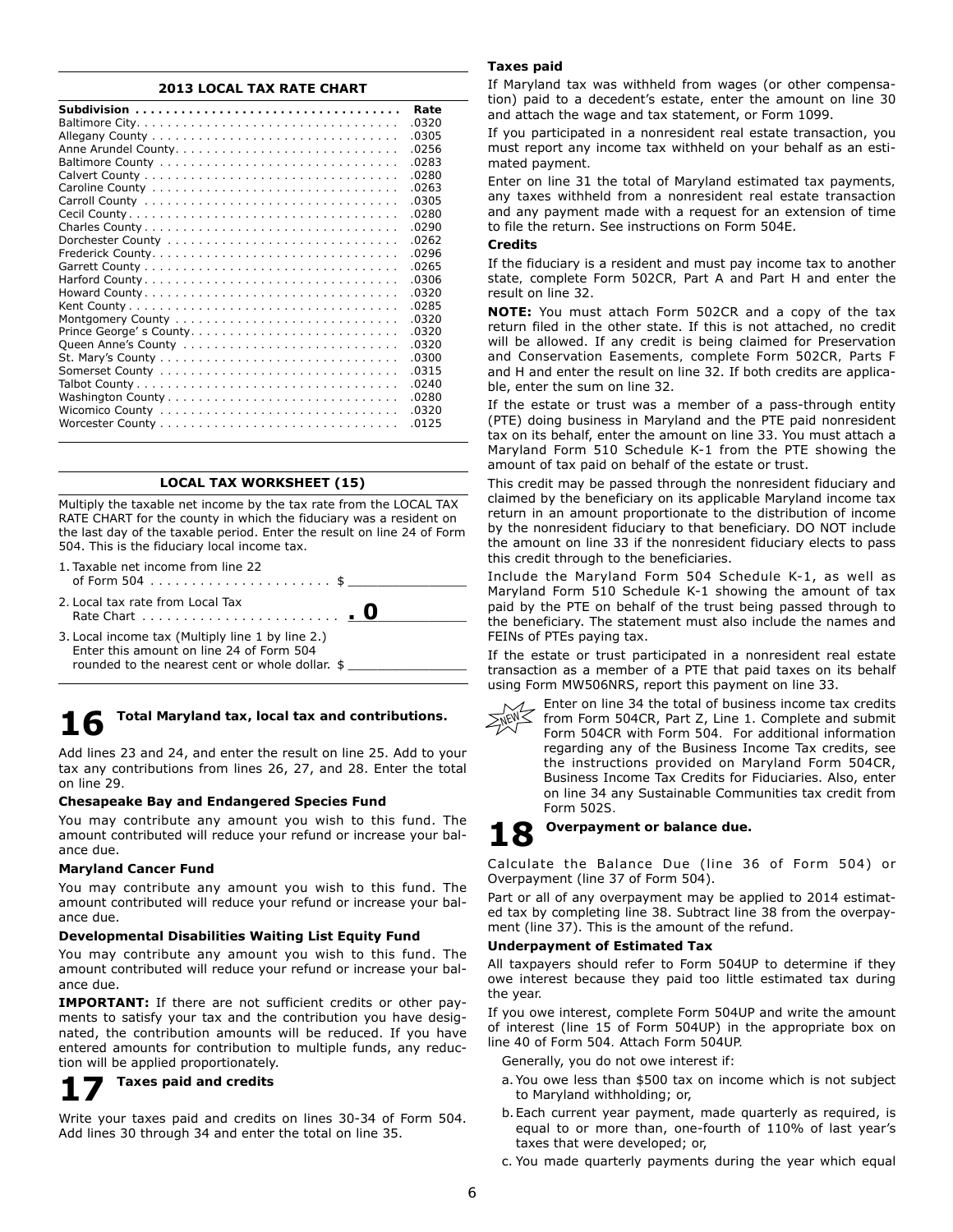## 2013 LOCAL TAX RATE CHART

| Subdivision | Rate |
|---|---|
| Baltimore City | .0320 |
| Allegany County | .0305 |
| Anne Arundel County | .0256 |
| Baltimore County | .0283 |
| Calvert County | .0280 |
| Caroline County | .0263 |
| Carroll County | .0305 |
| Cecil County | .0280 |
| Charles County | .0290 |
| Dorchester County | .0262 |
| Frederick County | .0296 |
| Garrett County | .0265 |
| Harford County | .0306 |
| Howard County | .0320 |
| Kent County | .0285 |
| Montgomery County | .0320 |
| Prince George' s County | .0320 |
| Queen Anne's County | .0320 |
| St. Mary's County | .0300 |
| Somerset County | .0315 |
| Talbot County | .0240 |
| Washington County | .0280 |
| Wicomico County | .0320 |
| Worcester County | .0125 |

## LOCAL TAX WORKSHEET (15)

Multiply the taxable net income by the tax rate from the LOCAL TAX RATE CHART for the county in which the fiduciary was a resident on the last day of the taxable period. Enter the result on line 24 of Form 504. This is the fiduciary local income tax.

1. Taxable net income from line 22 of Form 504 . . . . . . . . . . . . . . . . . . . . . . $ _______________
2. Local tax rate from Local Tax Rate Chart . . . . . . . . . . . . . . . . . . . . . . . . **. 0** _______________
3. Local income tax (Multiply line 1 by line 2.) Enter this amount on line 24 of Form 504 rounded to the nearest cent or whole dollar. $ _______________

## 16 Total Maryland tax, local tax and contributions.

Add lines 23 and 24, and enter the result on line 25. Add to your tax any contributions from lines 26, 27, and 28. Enter the total on line 29.

**Chesapeake Bay and Endangered Species Fund**

You may contribute any amount you wish to this fund. The amount contributed will reduce your refund or increase your balance due.

**Maryland Cancer Fund**

You may contribute any amount you wish to this fund. The amount contributed will reduce your refund or increase your balance due.

**Developmental Disabilities Waiting List Equity Fund**

You may contribute any amount you wish to this fund. The amount contributed will reduce your refund or increase your balance due.

**IMPORTANT:** If there are not sufficient credits or other payments to satisfy your tax and the contribution you have designated, the contribution amounts will be reduced. If you have entered amounts for contribution to multiple funds, any reduction will be applied proportionately.

## 17 Taxes paid and credits

Write your taxes paid and credits on lines 30-34 of Form 504. Add lines 30 through 34 and enter the total on line 35.

**Taxes paid**

If Maryland tax was withheld from wages (or other compensation) paid to a decedent's estate, enter the amount on line 30 and attach the wage and tax statement, or Form 1099.

If you participated in a nonresident real estate transaction, you must report any income tax withheld on your behalf as an estimated payment.

Enter on line 31 the total of Maryland estimated tax payments, any taxes withheld from a nonresident real estate transaction and any payment made with a request for an extension of time to file the return. See instructions on Form 504E.

**Credits**

If the fiduciary is a resident and must pay income tax to another state, complete Form 502CR, Part A and Part H and enter the result on line 32.

**NOTE:** You must attach Form 502CR and a copy of the tax return filed in the other state. If this is not attached, no credit will be allowed. If any credit is being claimed for Preservation and Conservation Easements, complete Form 502CR, Parts F and H and enter the result on line 32. If both credits are applicable, enter the sum on line 32.

If the estate or trust was a member of a pass-through entity (PTE) doing business in Maryland and the PTE paid nonresident tax on its behalf, enter the amount on line 33. You must attach a Maryland Form 510 Schedule K-1 from the PTE showing the amount of tax paid on behalf of the estate or trust.

This credit may be passed through the nonresident fiduciary and claimed by the beneficiary on its applicable Maryland income tax return in an amount proportionate to the distribution of income by the nonresident fiduciary to that beneficiary. DO NOT include the amount on line 33 if the nonresident fiduciary elects to pass this credit through to the beneficiaries.

Include the Maryland Form 504 Schedule K-1, as well as Maryland Form 510 Schedule K-1 showing the amount of tax paid by the PTE on behalf of the trust being passed through to the beneficiary. The statement must also include the names and FEINs of PTEs paying tax.

If the estate or trust participated in a nonresident real estate transaction as a member of a PTE that paid taxes on its behalf using Form MW506NRS, report this payment on line 33.

NEW Enter on line 34 the total of business income tax credits from Form 504CR, Part Z, Line 1. Complete and submit Form 504CR with Form 504. For additional information regarding any of the Business Income Tax credits, see the instructions provided on Maryland Form 504CR, Business Income Tax Credits for Fiduciaries. Also, enter on line 34 any Sustainable Communities tax credit from Form 502S.

## 18 Overpayment or balance due.

Calculate the Balance Due (line 36 of Form 504) or Overpayment (line 37 of Form 504).

Part or all of any overpayment may be applied to 2014 estimated tax by completing line 38. Subtract line 38 from the overpayment (line 37). This is the amount of the refund.

**Underpayment of Estimated Tax**

All taxpayers should refer to Form 504UP to determine if they owe interest because they paid too little estimated tax during the year.

If you owe interest, complete Form 504UP and write the amount of interest (line 15 of Form 504UP) in the appropriate box on line 40 of Form 504. Attach Form 504UP.

Generally, you do not owe interest if:

a. You owe less than $500 tax on income which is not subject to Maryland withholding; or,
b. Each current year payment, made quarterly as required, is equal to or more than, one-fourth of 110% of last year's taxes that were developed; or,
c. You made quarterly payments during the year which equal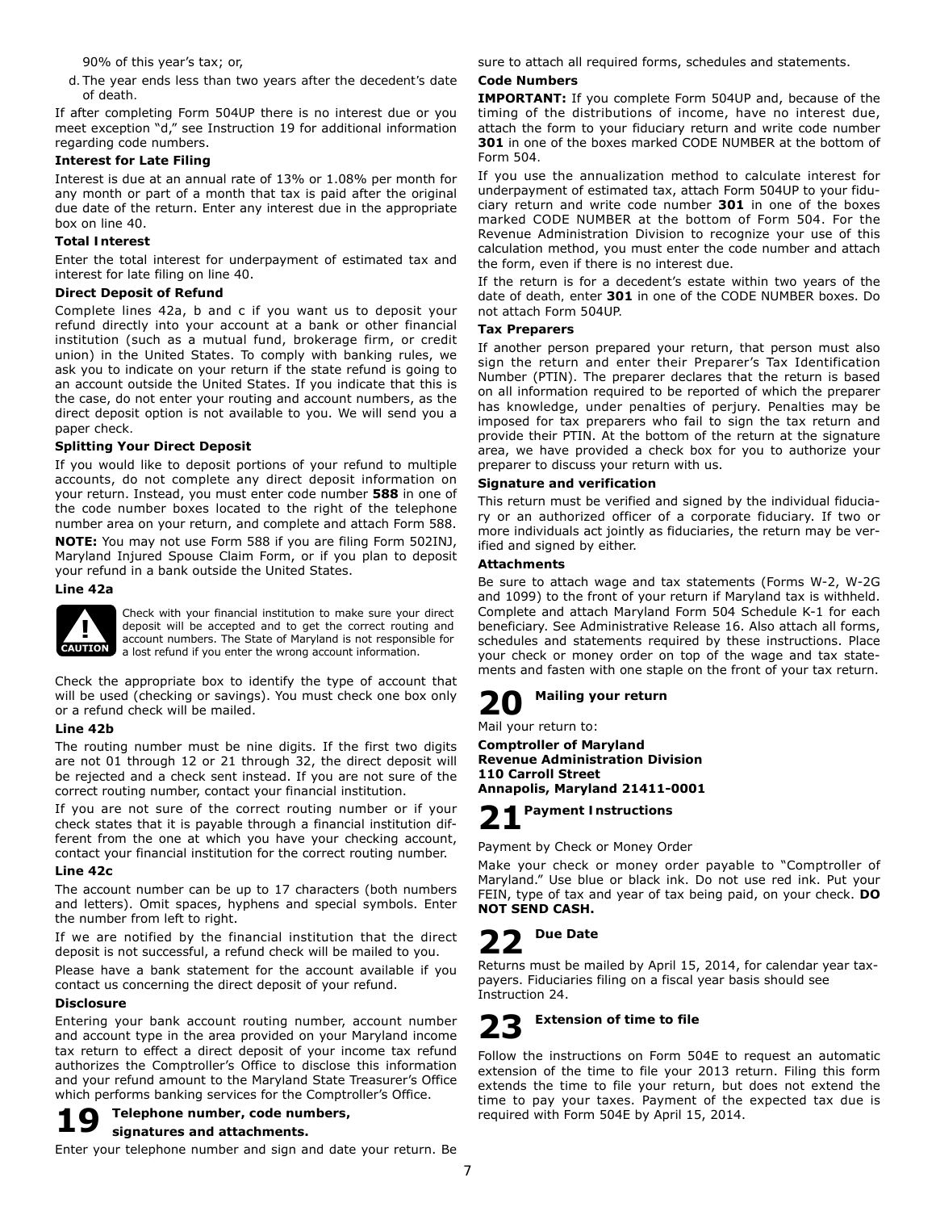90% of this year's tax; or,

d. The year ends less than two years after the decedent's date of death.

If after completing Form 504UP there is no interest due or you meet exception "d," see Instruction 19 for additional information regarding code numbers.

**Interest for Late Filing**

Interest is due at an annual rate of 13% or 1.08% per month for any month or part of a month that tax is paid after the original due date of the return. Enter any interest due in the appropriate box on line 40.

**Total Interest**

Enter the total interest for underpayment of estimated tax and interest for late filing on line 40.

**Direct Deposit of Refund**

Complete lines 42a, b and c if you want us to deposit your refund directly into your account at a bank or other financial institution (such as a mutual fund, brokerage firm, or credit union) in the United States. To comply with banking rules, we ask you to indicate on your return if the state refund is going to an account outside the United States. If you indicate that this is the case, do not enter your routing and account numbers, as the direct deposit option is not available to you. We will send you a paper check.

**Splitting Your Direct Deposit**

If you would like to deposit portions of your refund to multiple accounts, do not complete any direct deposit information on your return. Instead, you must enter code number **588** in one of the code number boxes located to the right of the telephone number area on your return, and complete and attach Form 588.

**NOTE:** You may not use Form 588 if you are filing Form 502INJ, Maryland Injured Spouse Claim Form, or if you plan to deposit your refund in a bank outside the United States.

**Line 42a**

**CAUTION:** Check with your financial institution to make sure your direct deposit will be accepted and to get the correct routing and account numbers. The State of Maryland is not responsible for a lost refund if you enter the wrong account information.

Check the appropriate box to identify the type of account that will be used (checking or savings). You must check one box only or a refund check will be mailed.

**Line 42b**

The routing number must be nine digits. If the first two digits are not 01 through 12 or 21 through 32, the direct deposit will be rejected and a check sent instead. If you are not sure of the correct routing number, contact your financial institution.

If you are not sure of the correct routing number or if your check states that it is payable through a financial institution different from the one at which you have your checking account, contact your financial institution for the correct routing number.

**Line 42c**

The account number can be up to 17 characters (both numbers and letters). Omit spaces, hyphens and special symbols. Enter the number from left to right.

If we are notified by the financial institution that the direct deposit is not successful, a refund check will be mailed to you.

Please have a bank statement for the account available if you contact us concerning the direct deposit of your refund.

**Disclosure**

Entering your bank account routing number, account number and account type in the area provided on your Maryland income tax return to effect a direct deposit of your income tax refund authorizes the Comptroller's Office to disclose this information and your refund amount to the Maryland State Treasurer's Office which performs banking services for the Comptroller's Office.

## 19 Telephone number, code numbers, signatures and attachments.

Enter your telephone number and sign and date your return. Be sure to attach all required forms, schedules and statements.

**Code Numbers**

**IMPORTANT:** If you complete Form 504UP and, because of the timing of the distributions of income, have no interest due, attach the form to your fiduciary return and write code number **301** in one of the boxes marked CODE NUMBER at the bottom of Form 504.

If you use the annualization method to calculate interest for underpayment of estimated tax, attach Form 504UP to your fiduciary return and write code number **301** in one of the boxes marked CODE NUMBER at the bottom of Form 504. For the Revenue Administration Division to recognize your use of this calculation method, you must enter the code number and attach the form, even if there is no interest due.

If the return is for a decedent's estate within two years of the date of death, enter **301** in one of the CODE NUMBER boxes. Do not attach Form 504UP.

**Tax Preparers**

If another person prepared your return, that person must also sign the return and enter their Preparer's Tax Identification Number (PTIN). The preparer declares that the return is based on all information required to be reported of which the preparer has knowledge, under penalties of perjury. Penalties may be imposed for tax preparers who fail to sign the tax return and provide their PTIN. At the bottom of the return at the signature area, we have provided a check box for you to authorize your preparer to discuss your return with us.

**Signature and verification**

This return must be verified and signed by the individual fiduciary or an authorized officer of a corporate fiduciary. If two or more individuals act jointly as fiduciaries, the return may be verified and signed by either.

**Attachments**

Be sure to attach wage and tax statements (Forms W-2, W-2G and 1099) to the front of your return if Maryland tax is withheld. Complete and attach Maryland Form 504 Schedule K-1 for each beneficiary. See Administrative Release 16. Also attach all forms, schedules and statements required by these instructions. Place your check or money order on top of the wage and tax statements and fasten with one staple on the front of your tax return.

## 20 Mailing your return

Mail your return to:

**Comptroller of Maryland**
**Revenue Administration Division**
**110 Carroll Street**
**Annapolis, Maryland 21411-0001**

## 21 Payment Instructions

Payment by Check or Money Order

Make your check or money order payable to "Comptroller of Maryland." Use blue or black ink. Do not use red ink. Put your FEIN, type of tax and year of tax being paid, on your check. **DO NOT SEND CASH.**

## 22 Due Date

Returns must be mailed by April 15, 2014, for calendar year taxpayers. Fiduciaries filing on a fiscal year basis should see Instruction 24.

## 23 Extension of time to file

Follow the instructions on Form 504E to request an automatic extension of the time to file your 2013 return. Filing this form extends the time to file your return, but does not extend the time to pay your taxes. Payment of the expected tax due is required with Form 504E by April 15, 2014.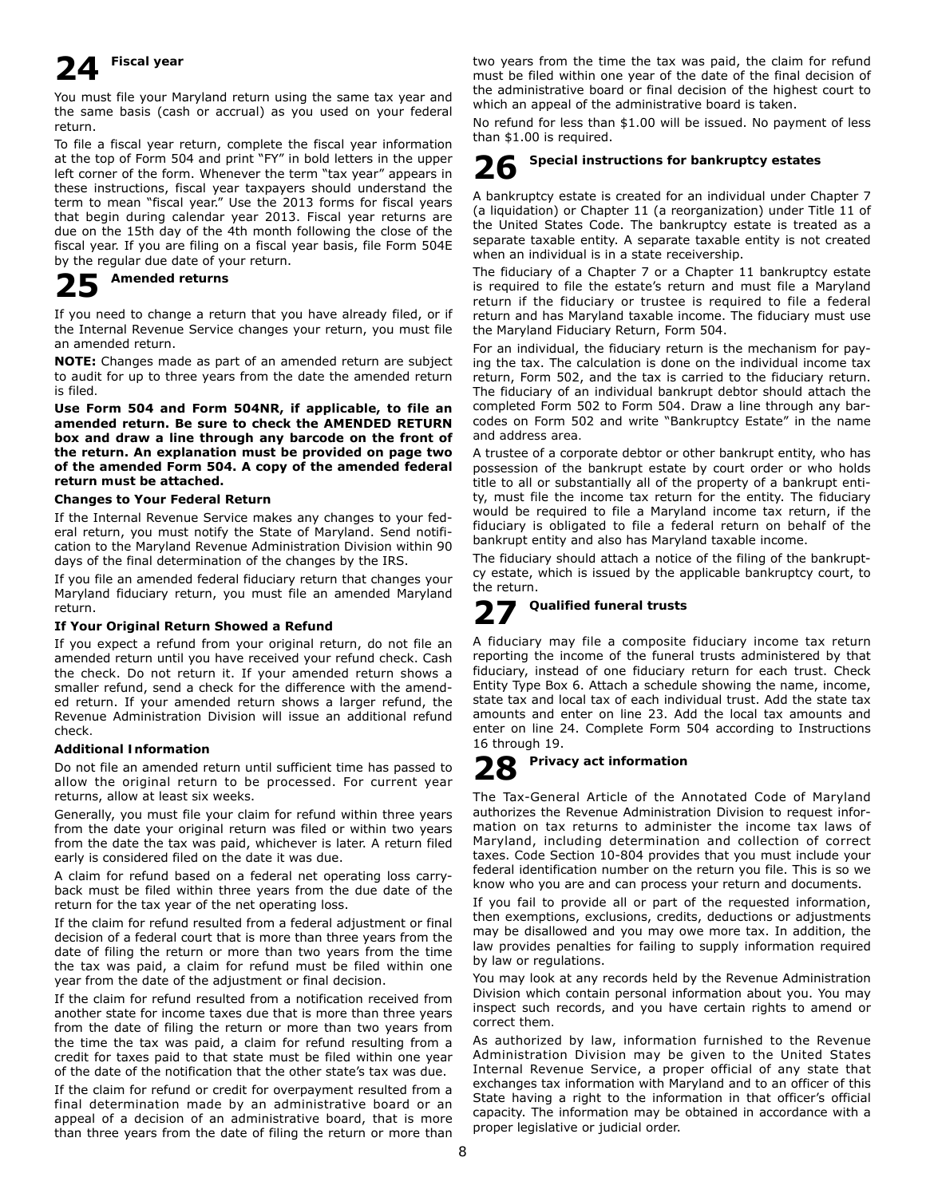## 24 Fiscal year

You must file your Maryland return using the same tax year and the same basis (cash or accrual) as you used on your federal return.

To file a fiscal year return, complete the fiscal year information at the top of Form 504 and print "FY" in bold letters in the upper left corner of the form. Whenever the term "tax year" appears in these instructions, fiscal year taxpayers should understand the term to mean "fiscal year." Use the 2013 forms for fiscal years that begin during calendar year 2013. Fiscal year returns are due on the 15th day of the 4th month following the close of the fiscal year. If you are filing on a fiscal year basis, file Form 504E by the regular due date of your return.

## 25 Amended returns

If you need to change a return that you have already filed, or if the Internal Revenue Service changes your return, you must file an amended return.

**NOTE:** Changes made as part of an amended return are subject to audit for up to three years from the date the amended return is filed.

**Use Form 504 and Form 504NR, if applicable, to file an amended return. Be sure to check the AMENDED RETURN box and draw a line through any barcode on the front of the return. An explanation must be provided on page two of the amended Form 504. A copy of the amended federal return must be attached.**

**Changes to Your Federal Return**

If the Internal Revenue Service makes any changes to your federal return, you must notify the State of Maryland. Send notification to the Maryland Revenue Administration Division within 90 days of the final determination of the changes by the IRS.

If you file an amended federal fiduciary return that changes your Maryland fiduciary return, you must file an amended Maryland return.

**If Your Original Return Showed a Refund**

If you expect a refund from your original return, do not file an amended return until you have received your refund check. Cash the check. Do not return it. If your amended return shows a smaller refund, send a check for the difference with the amended return. If your amended return shows a larger refund, the Revenue Administration Division will issue an additional refund check.

**Additional Information**

Do not file an amended return until sufficient time has passed to allow the original return to be processed. For current year returns, allow at least six weeks.

Generally, you must file your claim for refund within three years from the date your original return was filed or within two years from the date the tax was paid, whichever is later. A return filed early is considered filed on the date it was due.

A claim for refund based on a federal net operating loss carryback must be filed within three years from the due date of the return for the tax year of the net operating loss.

If the claim for refund resulted from a federal adjustment or final decision of a federal court that is more than three years from the date of filing the return or more than two years from the time the tax was paid, a claim for refund must be filed within one year from the date of the adjustment or final decision.

If the claim for refund resulted from a notification received from another state for income taxes due that is more than three years from the date of filing the return or more than two years from the time the tax was paid, a claim for refund resulting from a credit for taxes paid to that state must be filed within one year of the date of the notification that the other state's tax was due.

If the claim for refund or credit for overpayment resulted from a final determination made by an administrative board or an appeal of a decision of an administrative board, that is more than three years from the date of filing the return or more than two years from the time the tax was paid, the claim for refund must be filed within one year of the date of the final decision of the administrative board or final decision of the highest court to which an appeal of the administrative board is taken.

No refund for less than $1.00 will be issued. No payment of less than $1.00 is required.

## 26 Special instructions for bankruptcy estates

A bankruptcy estate is created for an individual under Chapter 7 (a liquidation) or Chapter 11 (a reorganization) under Title 11 of the United States Code. The bankruptcy estate is treated as a separate taxable entity. A separate taxable entity is not created when an individual is in a state receivership.

The fiduciary of a Chapter 7 or a Chapter 11 bankruptcy estate is required to file the estate's return and must file a Maryland return if the fiduciary or trustee is required to file a federal return and has Maryland taxable income. The fiduciary must use the Maryland Fiduciary Return, Form 504.

For an individual, the fiduciary return is the mechanism for paying the tax. The calculation is done on the individual income tax return, Form 502, and the tax is carried to the fiduciary return. The fiduciary of an individual bankrupt debtor should attach the completed Form 502 to Form 504. Draw a line through any barcodes on Form 502 and write "Bankruptcy Estate" in the name and address area.

A trustee of a corporate debtor or other bankrupt entity, who has possession of the bankrupt estate by court order or who holds title to all or substantially all of the property of a bankrupt entity, must file the income tax return for the entity. The fiduciary would be required to file a Maryland income tax return, if the fiduciary is obligated to file a federal return on behalf of the bankrupt entity and also has Maryland taxable income.

The fiduciary should attach a notice of the filing of the bankruptcy estate, which is issued by the applicable bankruptcy court, to the return.

## 27 Qualified funeral trusts

A fiduciary may file a composite fiduciary income tax return reporting the income of the funeral trusts administered by that fiduciary, instead of one fiduciary return for each trust. Check Entity Type Box 6. Attach a schedule showing the name, income, state tax and local tax of each individual trust. Add the state tax amounts and enter on line 23. Add the local tax amounts and enter on line 24. Complete Form 504 according to Instructions 16 through 19.

## 28 Privacy act information

The Tax-General Article of the Annotated Code of Maryland authorizes the Revenue Administration Division to request information on tax returns to administer the income tax laws of Maryland, including determination and collection of correct taxes. Code Section 10-804 provides that you must include your federal identification number on the return you file. This is so we know who you are and can process your return and documents.

If you fail to provide all or part of the requested information, then exemptions, exclusions, credits, deductions or adjustments may be disallowed and you may owe more tax. In addition, the law provides penalties for failing to supply information required by law or regulations.

You may look at any records held by the Revenue Administration Division which contain personal information about you. You may inspect such records, and you have certain rights to amend or correct them.

As authorized by law, information furnished to the Revenue Administration Division may be given to the United States Internal Revenue Service, a proper official of any state that exchanges tax information with Maryland and to an officer of this State having a right to the information in that officer's official capacity. The information may be obtained in accordance with a proper legislative or judicial order.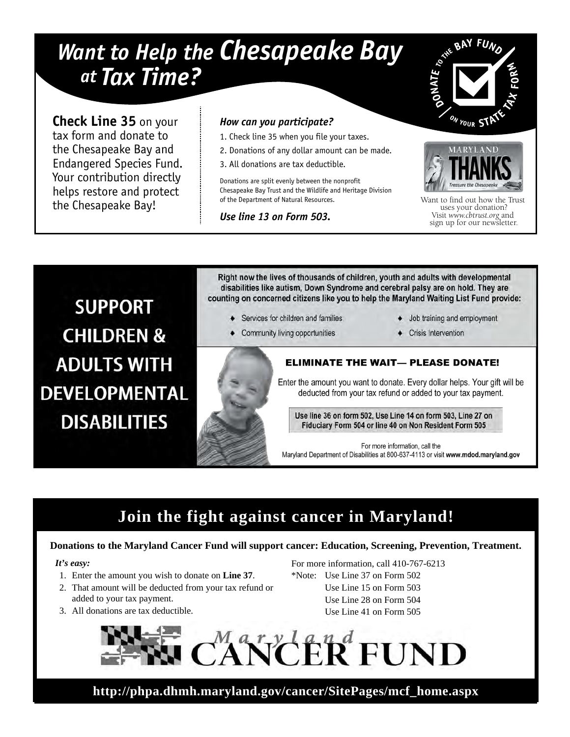# Want to Help the Chesapeake Bay at Tax Time?

DONATE TO THE BAY FUND ON YOUR STATE TAX FORM

**Check Line 35** on your tax form and donate to the Chesapeake Bay and Endangered Species Fund. Your contribution directly helps restore and protect the Chesapeake Bay!

***How can you participate?***

1. Check line 35 when you file your taxes.
2. Donations of any dollar amount can be made.
3. All donations are tax deductible.

Donations are split evenly between the nonprofit Chesapeake Bay Trust and the Wildlife and Heritage Division of the Department of Natural Resources.

***Use line 13 on Form 503.***

MARYLAND THANKS Treasure the Chesapeake

Want to find out how the Trust uses your donation? Visit *www.cbtrust.org* and sign up for our newsletter.

# SUPPORT CHILDREN & ADULTS WITH DEVELOPMENTAL DISABILITIES

**Right now the lives of thousands of children, youth and adults with developmental disabilities like autism, Down Syndrome and cerebral palsy are on hold. They are counting on concerned citizens like you to help the Maryland Waiting List Fund provide:**

- Services for children and families
- Community living opportunities
- Job training and employment
- Crisis Intervention

**ELIMINATE THE WAIT— PLEASE DONATE!**

Enter the amount you want to donate. Every dollar helps. Your gift will be deducted from your tax refund or added to your tax payment.

**Use line 36 on form 502, Use Line 14 on form 503, Line 27 on Fiduciary Form 504 or line 40 on Non Resident Form 505**

For more information, call the Maryland Department of Disabilities at 800-637-4113 or visit **www.mdod.maryland.gov**

# Join the fight against cancer in Maryland!

**Donations to the Maryland Cancer Fund will support cancer: Education, Screening, Prevention, Treatment.**

***It's easy:***

1. Enter the amount you wish to donate on **Line 37**.
2. That amount will be deducted from your tax refund or added to your tax payment.
3. All donations are tax deductible.

For more information, call 410-767-6213

*Note: Use Line 37 on Form 502
Use Line 15 on Form 503
Use Line 28 on Form 504
Use Line 41 on Form 505

Maryland CANCER FUND

**http://phpa.dhmh.maryland.gov/cancer/SitePages/mcf_home.aspx**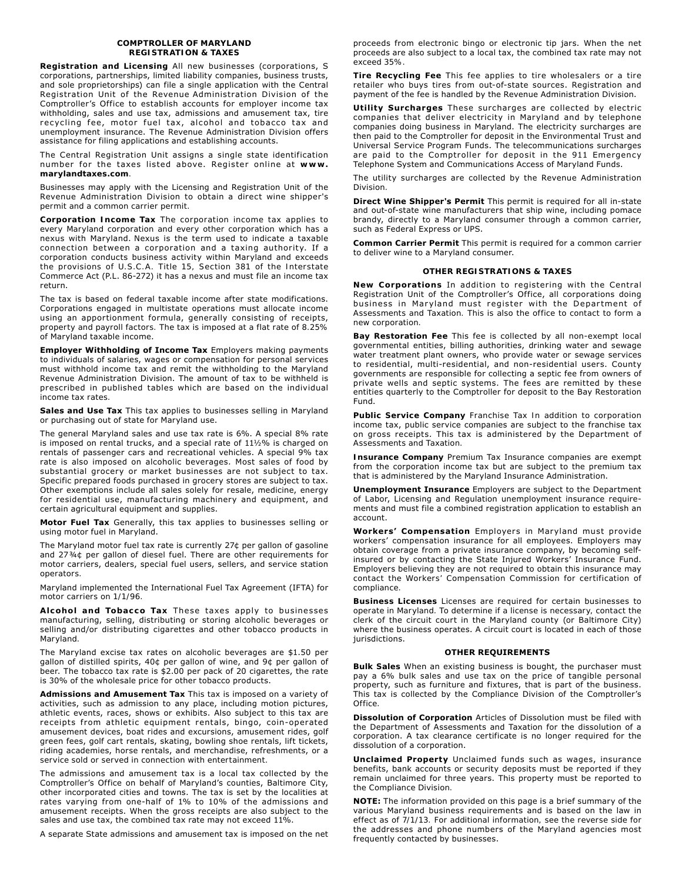## COMPTROLLER OF MARYLAND
## REGISTRATION & TAXES

**Registration and Licensing** All new businesses (corporations, S corporations, partnerships, limited liability companies, business trusts, and sole proprietorships) can file a single application with the Central Registration Unit of the Revenue Administration Division of the Comptroller's Office to establish accounts for employer income tax withholding, sales and use tax, admissions and amusement tax, tire recycling fee, motor fuel tax, alcohol and tobacco tax and unemployment insurance. The Revenue Administration Division offers assistance for filing applications and establishing accounts.

The Central Registration Unit assigns a single state identification number for the taxes listed above. Register online at **www.marylandtaxes.com**.

Businesses may apply with the Licensing and Registration Unit of the Revenue Administration Division to obtain a direct wine shipper's permit and a common carrier permit.

**Corporation Income Tax** The corporation income tax applies to every Maryland corporation and every other corporation which has a nexus with Maryland. Nexus is the term used to indicate a taxable connection between a corporation and a taxing authority. If a corporation conducts business activity within Maryland and exceeds the provisions of U.S.C.A. Title 15, Section 381 of the Interstate Commerce Act (P.L. 86-272) it has a nexus and must file an income tax return.

The tax is based on federal taxable income after state modifications. Corporations engaged in multistate operations must allocate income using an apportionment formula, generally consisting of receipts, property and payroll factors. The tax is imposed at a flat rate of 8.25% of Maryland taxable income.

**Employer Withholding of Income Tax** Employers making payments to individuals of salaries, wages or compensation for personal services must withhold income tax and remit the withholding to the Maryland Revenue Administration Division. The amount of tax to be withheld is prescribed in published tables which are based on the individual income tax rates.

**Sales and Use Tax** This tax applies to businesses selling in Maryland or purchasing out of state for Maryland use.

The general Maryland sales and use tax rate is 6%. A special 8% rate is imposed on rental trucks, and a special rate of 11½% is charged on rentals of passenger cars and recreational vehicles. A special 9% tax rate is also imposed on alcoholic beverages. Most sales of food by substantial grocery or market businesses are not subject to tax. Specific prepared foods purchased in grocery stores are subject to tax. Other exemptions include all sales solely for resale, medicine, energy for residential use, manufacturing machinery and equipment, and certain agricultural equipment and supplies.

**Motor Fuel Tax** Generally, this tax applies to businesses selling or using motor fuel in Maryland.

The Maryland motor fuel tax rate is currently 27¢ per gallon of gasoline and 27¾¢ per gallon of diesel fuel. There are other requirements for motor carriers, dealers, special fuel users, sellers, and service station operators.

Maryland implemented the International Fuel Tax Agreement (IFTA) for motor carriers on 1/1/96.

**Alcohol and Tobacco Tax** These taxes apply to businesses manufacturing, selling, distributing or storing alcoholic beverages or selling and/or distributing cigarettes and other tobacco products in Maryland.

The Maryland excise tax rates on alcoholic beverages are $1.50 per gallon of distilled spirits, 40¢ per gallon of wine, and 9¢ per gallon of beer. The tobacco tax rate is $2.00 per pack of 20 cigarettes, the rate is 30% of the wholesale price for other tobacco products.

**Admissions and Amusement Tax** This tax is imposed on a variety of activities, such as admission to any place, including motion pictures, athletic events, races, shows or exhibits. Also subject to this tax are receipts from athletic equipment rentals, bingo, coin-operated amusement devices, boat rides and excursions, amusement rides, golf green fees, golf cart rentals, skating, bowling shoe rentals, lift tickets, riding academies, horse rentals, and merchandise, refreshments, or a service sold or served in connection with entertainment.

The admissions and amusement tax is a local tax collected by the Comptroller's Office on behalf of Maryland's counties, Baltimore City, other incorporated cities and towns. The tax is set by the localities at rates varying from one-half of 1% to 10% of the admissions and amusement receipts. When the gross receipts are also subject to the sales and use tax, the combined tax rate may not exceed 11%.

A separate State admissions and amusement tax is imposed on the net proceeds from electronic bingo or electronic tip jars. When the net proceeds are also subject to a local tax, the combined tax rate may not exceed 35%.

**Tire Recycling Fee** This fee applies to tire wholesalers or a tire retailer who buys tires from out-of-state sources. Registration and payment of the fee is handled by the Revenue Administration Division.

**Utility Surcharges** These surcharges are collected by electric companies that deliver electricity in Maryland and by telephone companies doing business in Maryland. The electricity surcharges are then paid to the Comptroller for deposit in the Environmental Trust and Universal Service Program Funds. The telecommunications surcharges are paid to the Comptroller for deposit in the 911 Emergency Telephone System and Communications Access of Maryland Funds.

The utility surcharges are collected by the Revenue Administration Division.

**Direct Wine Shipper's Permit** This permit is required for all in-state and out-of-state wine manufacturers that ship wine, including pomace brandy, directly to a Maryland consumer through a common carrier, such as Federal Express or UPS.

**Common Carrier Permit** This permit is required for a common carrier to deliver wine to a Maryland consumer.

## OTHER REGISTRATIONS & TAXES

**New Corporations** In addition to registering with the Central Registration Unit of the Comptroller's Office, all corporations doing business in Maryland must register with the Department of Assessments and Taxation. This is also the office to contact to form a new corporation.

**Bay Restoration Fee** This fee is collected by all non-exempt local governmental entities, billing authorities, drinking water and sewage water treatment plant owners, who provide water or sewage services to residential, multi-residential, and non-residential users. County governments are responsible for collecting a septic fee from owners of private wells and septic systems. The fees are remitted by these entities quarterly to the Comptroller for deposit to the Bay Restoration Fund.

**Public Service Company** Franchise Tax In addition to corporation income tax, public service companies are subject to the franchise tax on gross receipts. This tax is administered by the Department of Assessments and Taxation.

**Insurance Company** Premium Tax Insurance companies are exempt from the corporation income tax but are subject to the premium tax that is administered by the Maryland Insurance Administration.

**Unemployment Insurance** Employers are subject to the Department of Labor, Licensing and Regulation unemployment insurance requirements and must file a combined registration application to establish an account.

**Workers' Compensation** Employers in Maryland must provide workers' compensation insurance for all employees. Employers may obtain coverage from a private insurance company, by becoming self-insured or by contacting the State Injured Workers' Insurance Fund. Employers believing they are not required to obtain this insurance may contact the Workers' Compensation Commission for certification of compliance.

**Business Licenses** Licenses are required for certain businesses to operate in Maryland. To determine if a license is necessary, contact the clerk of the circuit court in the Maryland county (or Baltimore City) where the business operates. A circuit court is located in each of those jurisdictions.

## OTHER REQUIREMENTS

**Bulk Sales** When an existing business is bought, the purchaser must pay a 6% bulk sales and use tax on the price of tangible personal property, such as furniture and fixtures, that is part of the business. This tax is collected by the Compliance Division of the Comptroller's Office.

**Dissolution of Corporation** Articles of Dissolution must be filed with the Department of Assessments and Taxation for the dissolution of a corporation. A tax clearance certificate is no longer required for the dissolution of a corporation.

**Unclaimed Property** Unclaimed funds such as wages, insurance benefits, bank accounts or security deposits must be reported if they remain unclaimed for three years. This property must be reported to the Compliance Division.

**NOTE:** The information provided on this page is a brief summary of the various Maryland business requirements and is based on the law in effect as of 7/1/13. For additional information, see the reverse side for the addresses and phone numbers of the Maryland agencies most frequently contacted by businesses.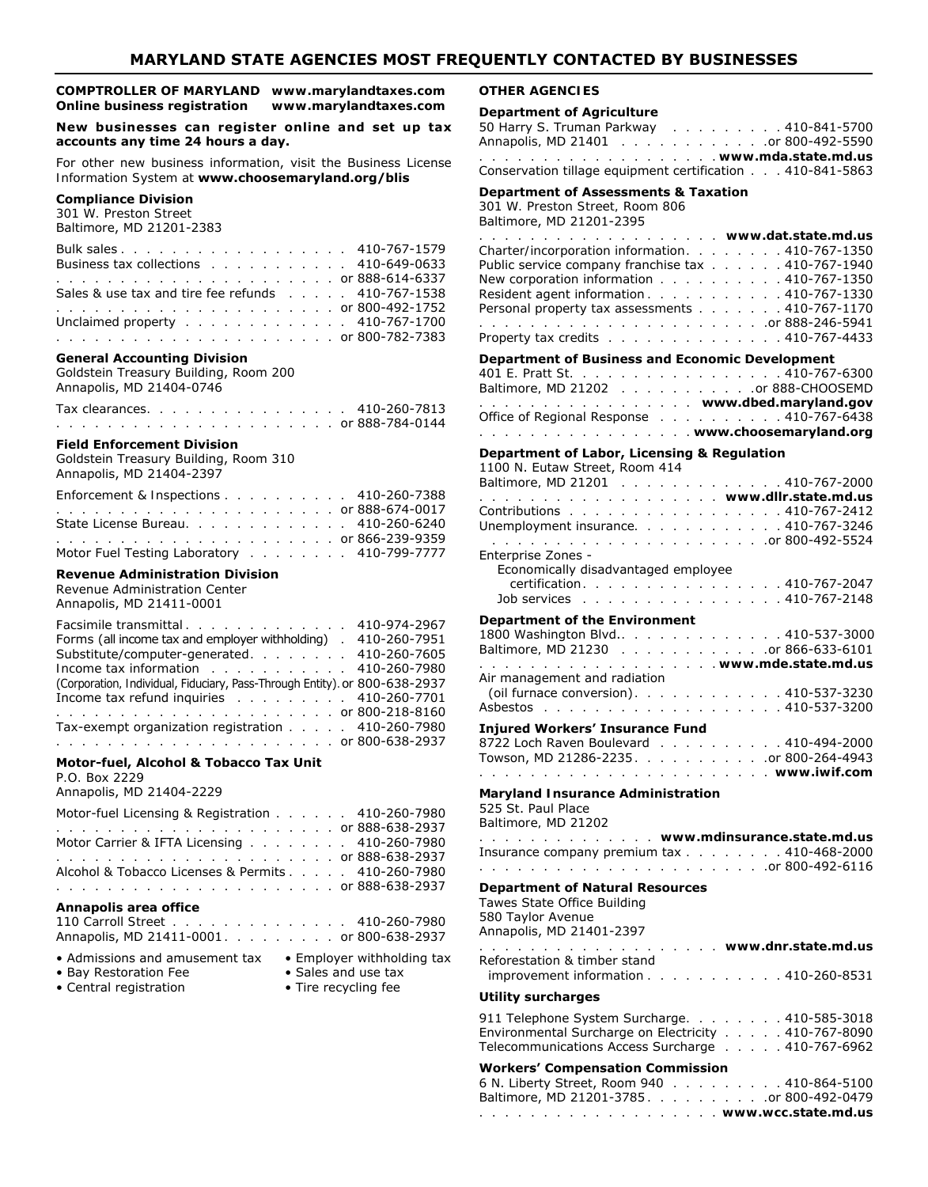# MARYLAND STATE AGENCIES MOST FREQUENTLY CONTACTED BY BUSINESSES

**COMPTROLLER OF MARYLAND** **www.marylandtaxes.com**
**Online business registration** **www.marylandtaxes.com**

**New businesses can register online and set up tax accounts any time 24 hours a day.**

For other new business information, visit the Business License Information System at **www.choosemaryland.org/blis**

### Compliance Division
301 W. Preston Street
Baltimore, MD 21201-2383

Bulk sales . . . . . . . . . . . . . . . . . 410-767-1579
Business tax collections . . . . . . . . . . 410-649-0633
. . . . . . . . . . . . . . . . . . . . . or 888-614-6337
Sales & use tax and tire fee refunds . . . . . 410-767-1538
. . . . . . . . . . . . . . . . . . . . . or 800-492-1752
Unclaimed property . . . . . . . . . . . . 410-767-1700
. . . . . . . . . . . . . . . . . . . . . or 800-782-7383

### General Accounting Division
Goldstein Treasury Building, Room 200
Annapolis, MD 21404-0746

Tax clearances. . . . . . . . . . . . . . . 410-260-7813
. . . . . . . . . . . . . . . . . . . . . or 888-784-0144

### Field Enforcement Division
Goldstein Treasury Building, Room 310
Annapolis, MD 21404-2397

Enforcement & Inspections . . . . . . . . . 410-260-7388
. . . . . . . . . . . . . . . . . . . . . or 888-674-0017
State License Bureau. . . . . . . . . . . . 410-260-6240
. . . . . . . . . . . . . . . . . . . . . or 866-239-9359
Motor Fuel Testing Laboratory . . . . . . . 410-799-7777

### Revenue Administration Division
Revenue Administration Center
Annapolis, MD 21411-0001

Facsimile transmittal . . . . . . . . . . . . 410-974-2967
Forms (all income tax and employer withholding) . 410-260-7951
Substitute/computer-generated. . . . . . . 410-260-7605
Income tax information . . . . . . . . . . 410-260-7980
(Corporation, Individual, Fiduciary, Pass-Through Entity). or 800-638-2937
Income tax refund inquiries . . . . . . . . 410-260-7701
. . . . . . . . . . . . . . . . . . . . . or 800-218-8160
Tax-exempt organization registration . . . . . 410-260-7980
. . . . . . . . . . . . . . . . . . . . . or 800-638-2937

### Motor-fuel, Alcohol & Tobacco Tax Unit
P.O. Box 2229
Annapolis, MD 21404-2229

Motor-fuel Licensing & Registration . . . . . . 410-260-7980
. . . . . . . . . . . . . . . . . . . . . or 888-638-2937
Motor Carrier & IFTA Licensing . . . . . . . . 410-260-7980
. . . . . . . . . . . . . . . . . . . . . or 888-638-2937
Alcohol & Tobacco Licenses & Permits . . . . . 410-260-7980
. . . . . . . . . . . . . . . . . . . . . or 888-638-2937

### Annapolis area office
110 Carroll Street . . . . . . . . . . . . . 410-260-7980
Annapolis, MD 21411-0001. . . . . . . . . or 800-638-2937

- Admissions and amusement tax
- Bay Restoration Fee
- Central registration
- Employer withholding tax
- Sales and use tax
- Tire recycling fee

## OTHER AGENCIES

### Department of Agriculture
50 Harry S. Truman Parkway . . . . . . . . . 410-841-5700
Annapolis, MD 21401 . . . . . . . . . . . .or 800-492-5590
. . . . . . . . . . . . . . . . . . . **www.mda.state.md.us**
Conservation tillage equipment certification . . . 410-841-5863

### Department of Assessments & Taxation
301 W. Preston Street, Room 806
Baltimore, MD 21201-2395
. . . . . . . . . . . . . . . . . . . **www.dat.state.md.us**
Charter/incorporation information. . . . . . . . 410-767-1350
Public service company franchise tax . . . . . . 410-767-1940
New corporation information . . . . . . . . . . 410-767-1350
Resident agent information . . . . . . . . . . . 410-767-1330
Personal property tax assessments . . . . . . . 410-767-1170
. . . . . . . . . . . . . . . . . . . . . . .or 888-246-5941
Property tax credits . . . . . . . . . . . . . . 410-767-4433

### Department of Business and Economic Development
401 E. Pratt St. . . . . . . . . . . . . . . . . 410-767-6300
Baltimore, MD 21202 . . . . . . . . . . .or 888-CHOOSEMD
. . . . . . . . . . . . . . . . . **www.dbed.maryland.gov**
Office of Regional Response . . . . . . . . . . 410-767-6438
. . . . . . . . . . . . . . . . . **www.choosemaryland.org**

### Department of Labor, Licensing & Regulation
1100 N. Eutaw Street, Room 414
Baltimore, MD 21201 . . . . . . . . . . . . . . 410-767-2000
. . . . . . . . . . . . . . . . . . . **www.dllr.state.md.us**
Contributions . . . . . . . . . . . . . . . . . 410-767-2412
Unemployment insurance. . . . . . . . . . . . 410-767-3246
. . . . . . . . . . . . . . . . . . . . . . .or 800-492-5524
Enterprise Zones -
Economically disadvantaged employee certification. . . . . . . . . . . . . . . . 410-767-2047
Job services . . . . . . . . . . . . . . . . . 410-767-2148

### Department of the Environment
1800 Washington Blvd.. . . . . . . . . . . . . 410-537-3000
Baltimore, MD 21230 . . . . . . . . . . . .or 866-633-6101
. . . . . . . . . . . . . . . . . . . **www.mde.state.md.us**
Air management and radiation
(oil furnace conversion). . . . . . . . . . . . 410-537-3230
Asbestos . . . . . . . . . . . . . . . . . . . 410-537-3200

### Injured Workers' Insurance Fund
8722 Loch Raven Boulevard . . . . . . . . . . 410-494-2000
Towson, MD 21286-2235. . . . . . . . . . .or 800-264-4943
. . . . . . . . . . . . . . . . . . . . . . . **www.iwif.com**

### Maryland Insurance Administration
525 St. Paul Place
Baltimore, MD 21202
. . . . . . . . . . . . . . **www.mdinsurance.state.md.us**
Insurance company premium tax . . . . . . . . 410-468-2000
. . . . . . . . . . . . . . . . . . . . . . .or 800-492-6116

### Department of Natural Resources
Tawes State Office Building
580 Taylor Avenue
Annapolis, MD 21401-2397
. . . . . . . . . . . . . . . . . . . **www.dnr.state.md.us**
Reforestation & timber stand improvement information . . . . . . . . . . 410-260-8531

### Utility surcharges
911 Telephone System Surcharge. . . . . . . . 410-585-3018
Environmental Surcharge on Electricity . . . . . 410-767-8090
Telecommunications Access Surcharge . . . . . 410-767-6962

### Workers' Compensation Commission
6 N. Liberty Street, Room 940 . . . . . . . . . 410-864-5100
Baltimore, MD 21201-3785. . . . . . . . . .or 800-492-0479
. . . . . . . . . . . . . . . . . . . **www.wcc.state.md.us**